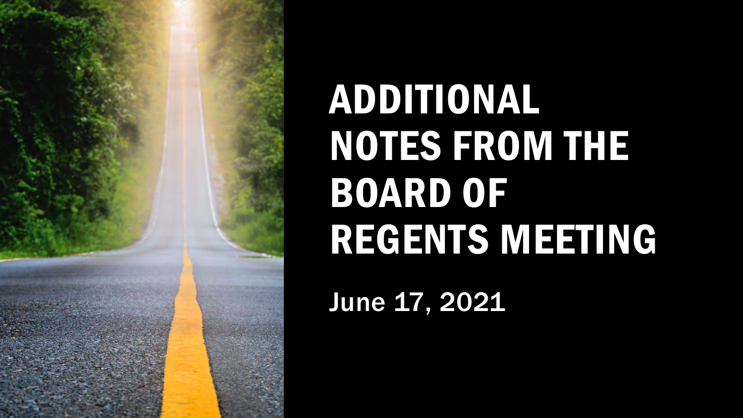# ADDITIONAL NOTES FROM THE BOARD OF REGENTS MEETING

June 17, 2021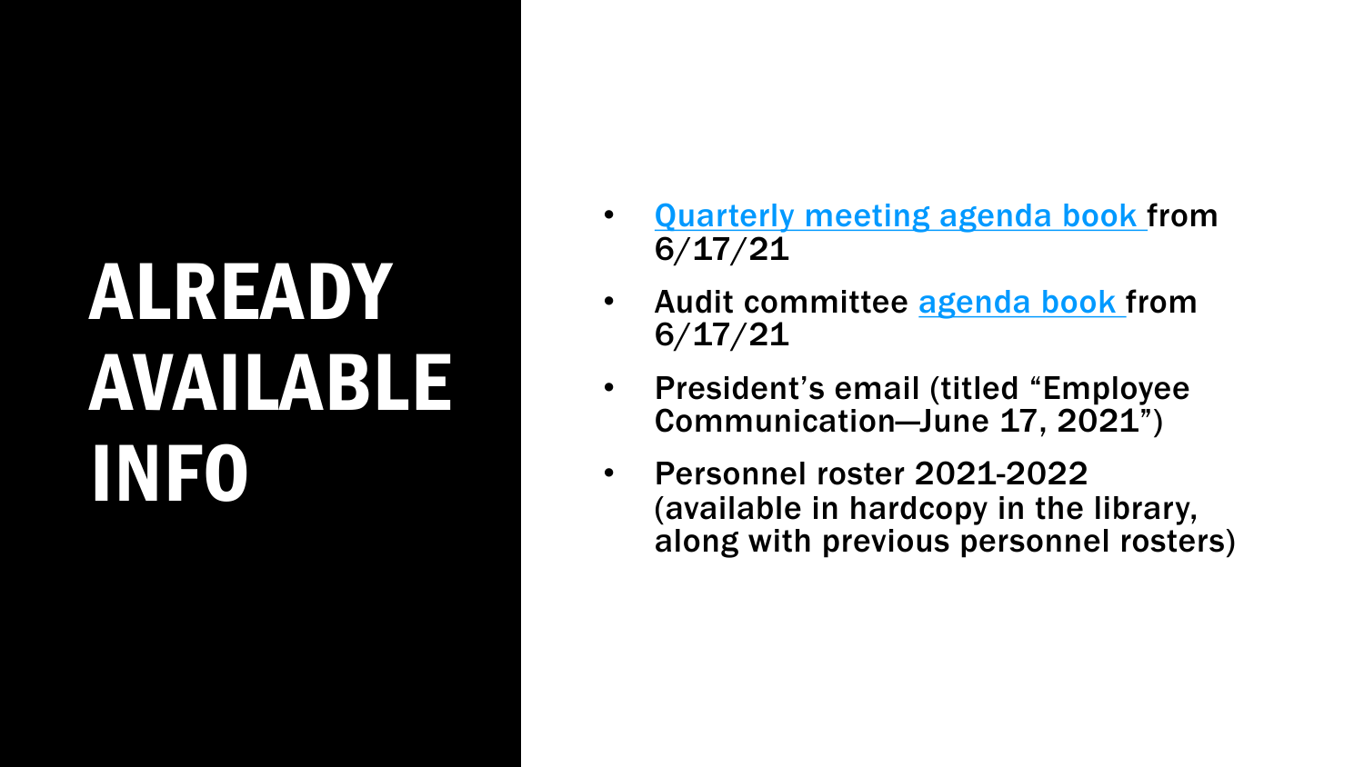# ALREADY AVAILABLE INFO

- Quarterly meeting agenda book from 6/17/21
- Audit committee agenda book from 6/17/21
- President's email (titled "Employee Communication—June 17, 2021")
- Personnel roster 2021-2022 (available in hardcopy in the library, along with previous personnel rosters)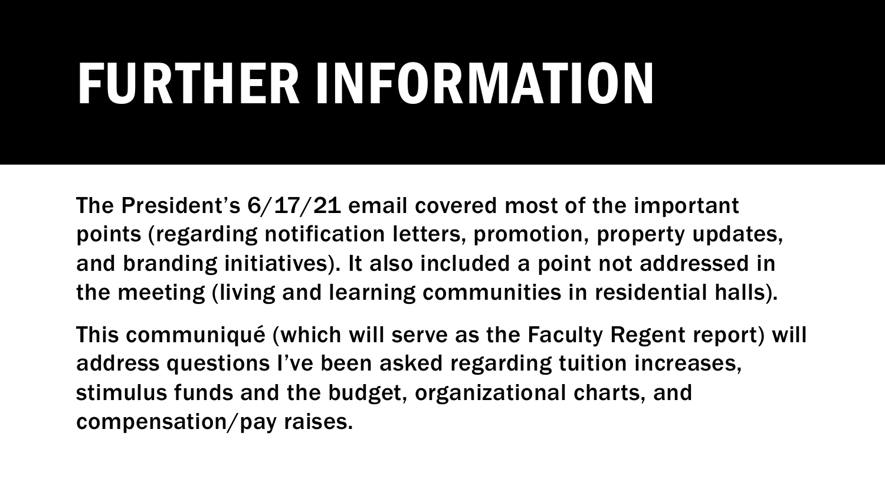# FURTHER INFORMATION

The President's 6/17/21 email covered most of the important points (regarding notification letters, promotion, property updates, and branding initiatives). It also included a point not addressed in the meeting (living and learning communities in residential halls).

This communiqué (which will serve as the Faculty Regent report) will address questions I've been asked regarding tuition increases, stimulus funds and the budget, organizational charts, and compensation/pay raises.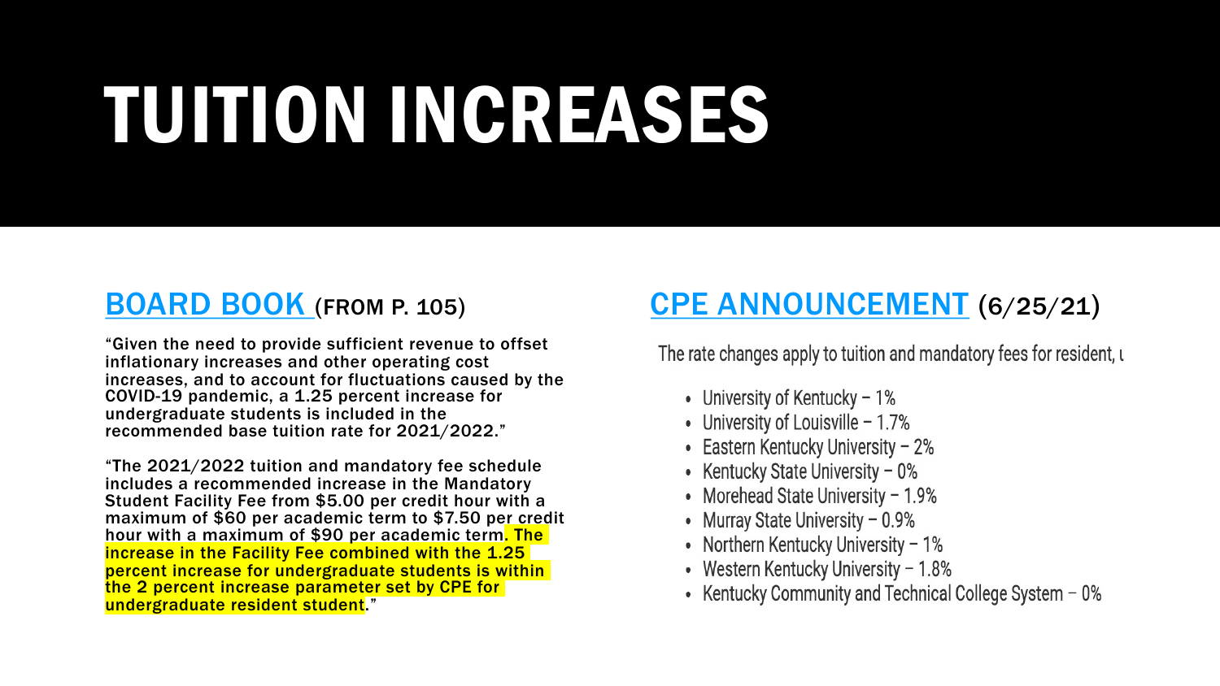# TUITION INCREASES

## BOARD BOOK (FROM P. 105)

"Given the need to provide sufficient revenue to offset inflationary increases and other operating cost increases, and to account for fluctuations caused by the COVID-19 pandemic, a 1.25 percent increase for undergraduate students is included in the recommended base tuition rate for 2021/2022."

"The 2021/2022 tuition and mandatory fee schedule includes a recommended increase in the Mandatory Student Facility Fee from $5.00 per credit hour with a maximum of $60 per academic term to $7.50 per credit hour with a maximum of $90 per academic term. The increase in the Facility Fee combined with the 1.25 percent increase for undergraduate students is within the 2 percent increase parameter set by CPE for undergraduate resident student."

## CPE ANNOUNCEMENT (6/25/21)

The rate changes apply to tuition and mandatory fees for resident, u

- University of Kentucky – 1%
- University of Louisville – 1.7%
- Eastern Kentucky University – 2%
- Kentucky State University – 0%
- Morehead State University – 1.9%
- Murray State University – 0.9%
- Northern Kentucky University – 1%
- Western Kentucky University – 1.8%
- Kentucky Community and Technical College System – 0%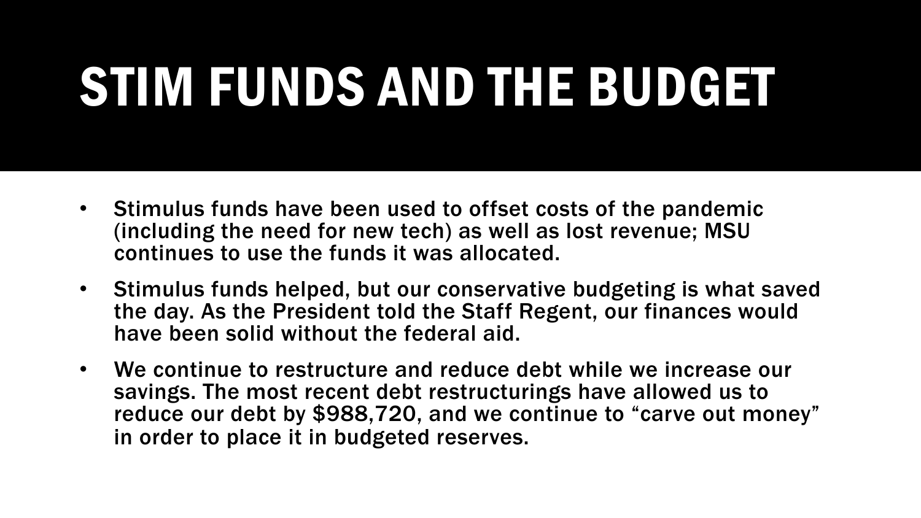# STIM FUNDS AND THE BUDGET

- Stimulus funds have been used to offset costs of the pandemic (including the need for new tech) as well as lost revenue; MSU continues to use the funds it was allocated.
- Stimulus funds helped, but our conservative budgeting is what saved the day. As the President told the Staff Regent, our finances would have been solid without the federal aid.
- We continue to restructure and reduce debt while we increase our savings. The most recent debt restructurings have allowed us to reduce our debt by $988,720, and we continue to "carve out money" in order to place it in budgeted reserves.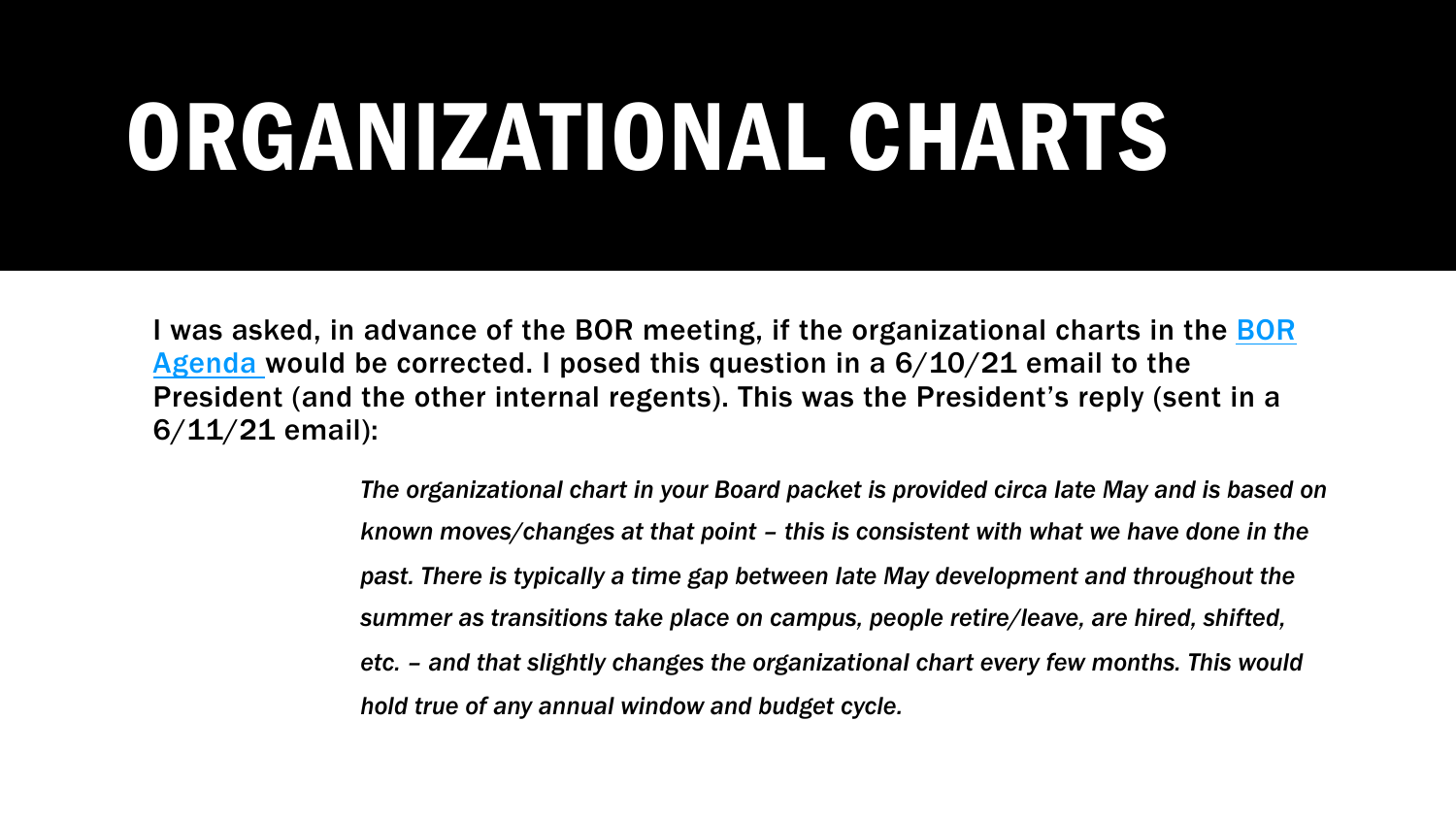# ORGANIZATIONAL CHARTS

I was asked, in advance of the BOR meeting, if the organizational charts in the BOR Agenda would be corrected. I posed this question in a 6/10/21 email to the President (and the other internal regents). This was the President's reply (sent in a 6/11/21 email):

> *The organizational chart in your Board packet is provided circa late May and is based on known moves/changes at that point – this is consistent with what we have done in the past. There is typically a time gap between late May development and throughout the summer as transitions take place on campus, people retire/leave, are hired, shifted, etc. – and that slightly changes the organizational chart every few months. This would hold true of any annual window and budget cycle.*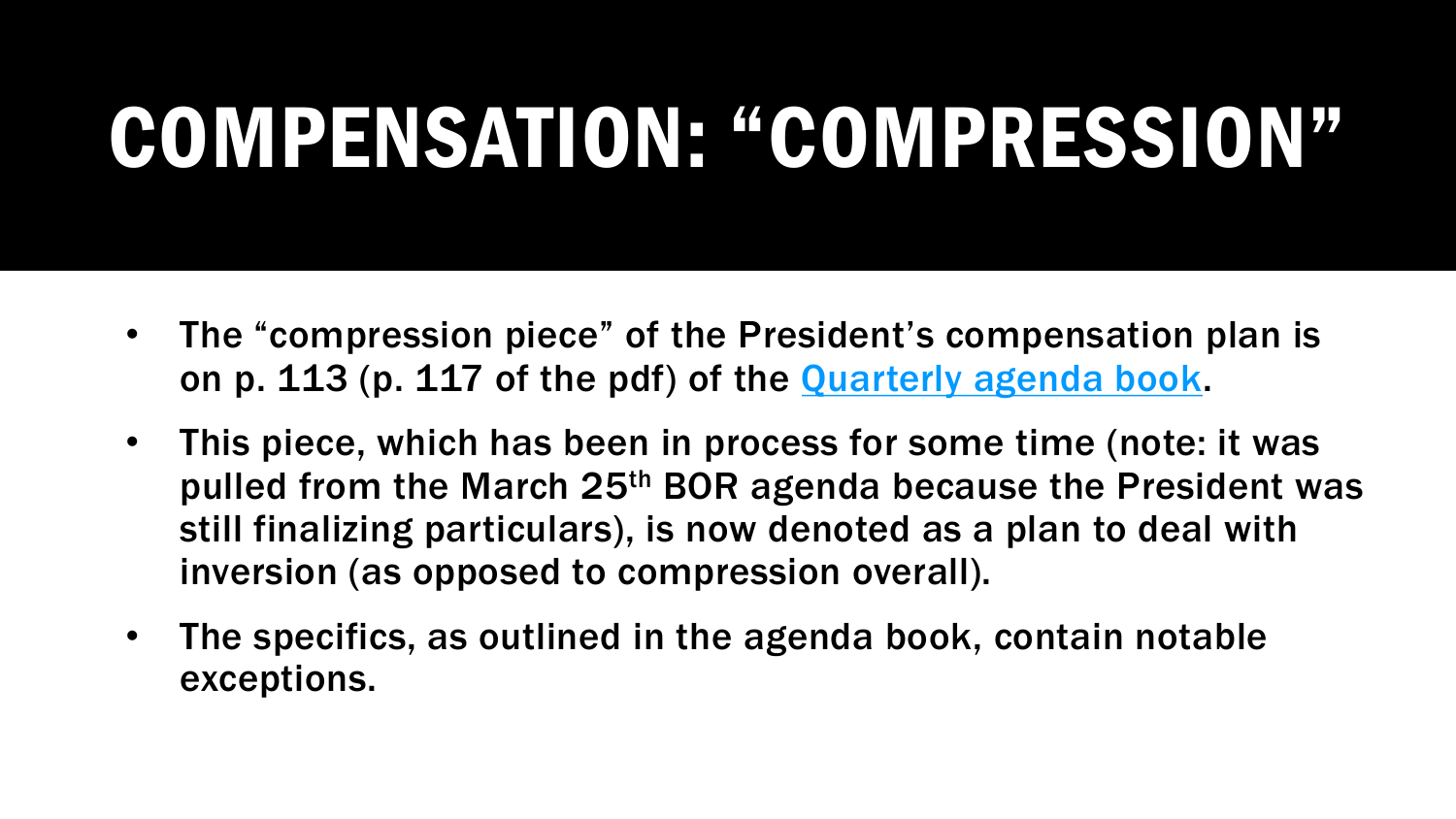# COMPENSATION: "COMPRESSION"

- The "compression piece" of the President's compensation plan is on p. 113 (p. 117 of the pdf) of the [Quarterly agenda book]().
- This piece, which has been in process for some time (note: it was pulled from the March 25th BOR agenda because the President was still finalizing particulars), is now denoted as a plan to deal with inversion (as opposed to compression overall).
- The specifics, as outlined in the agenda book, contain notable exceptions.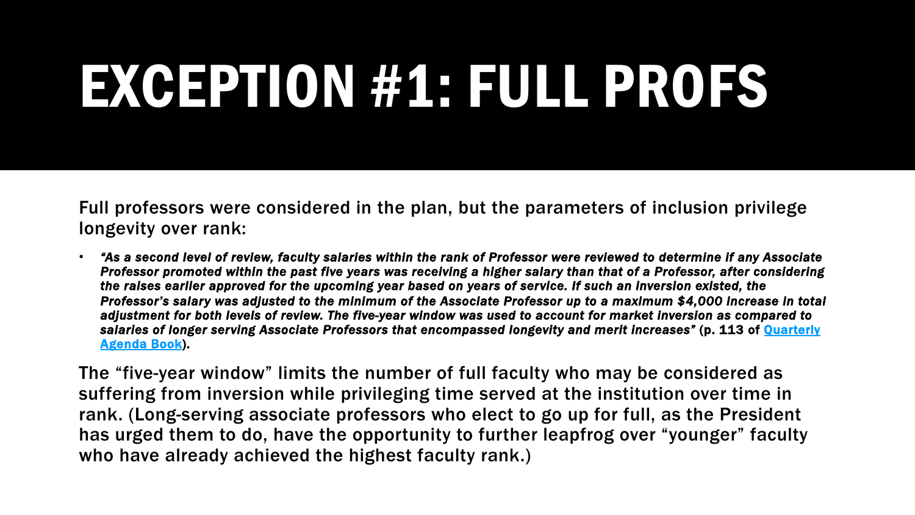# EXCEPTION #1: FULL PROFS

Full professors were considered in the plan, but the parameters of inclusion privilege longevity over rank:

- ***"As a second level of review, faculty salaries within the rank of Professor were reviewed to determine if any Associate Professor promoted within the past five years was receiving a higher salary than that of a Professor, after considering the raises earlier approved for the upcoming year based on years of service. If such an inversion existed, the Professor's salary was adjusted to the minimum of the Associate Professor up to a maximum $4,000 increase in total adjustment for both levels of review. The five-year window was used to account for market inversion as compared to salaries of longer serving Associate Professors that encompassed longevity and merit increases"*** **(p. 113 of [Quarterly Agenda Book]).**

The "five-year window" limits the number of full faculty who may be considered as suffering from inversion while privileging time served at the institution over time in rank. (Long-serving associate professors who elect to go up for full, as the President has urged them to do, have the opportunity to further leapfrog over "younger" faculty who have already achieved the highest faculty rank.)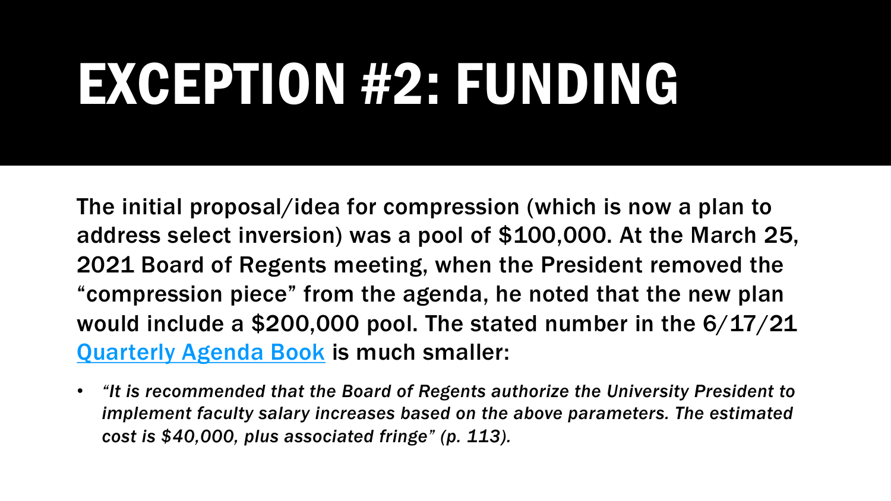# EXCEPTION #2: FUNDING

**The initial proposal/idea for compression (which is now a plan to address select inversion) was a pool of $100,000. At the March 25, 2021 Board of Regents meeting, when the President removed the "compression piece" from the agenda, he noted that the new plan would include a $200,000 pool. The stated number in the 6/17/21 [Quarterly Agenda Book] is much smaller:**

- ***"It is recommended that the Board of Regents authorize the University President to implement faculty salary increases based on the above parameters. The estimated cost is $40,000, plus associated fringe" (p. 113).***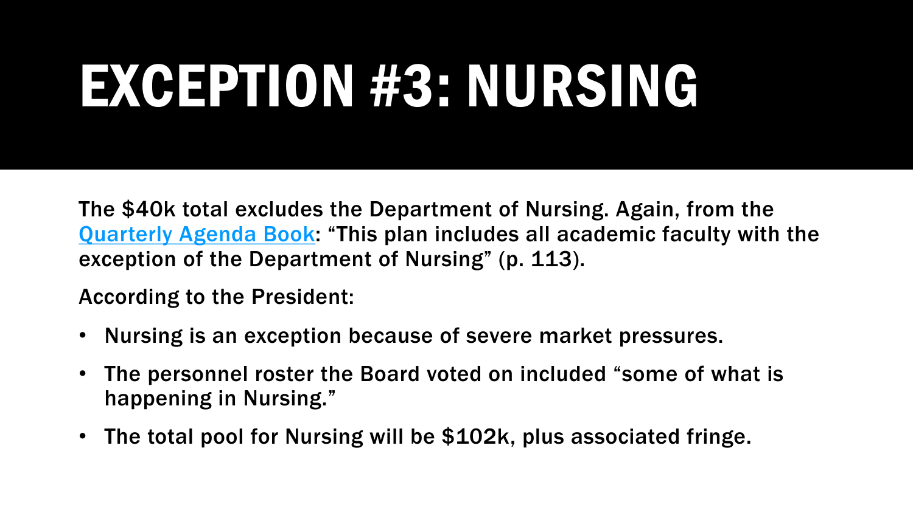# EXCEPTION #3: NURSING

The $40k total excludes the Department of Nursing. Again, from the [Quarterly Agenda Book](): "This plan includes all academic faculty with the exception of the Department of Nursing" (p. 113).

According to the President:

- Nursing is an exception because of severe market pressures.
- The personnel roster the Board voted on included "some of what is happening in Nursing."
- The total pool for Nursing will be $102k, plus associated fringe.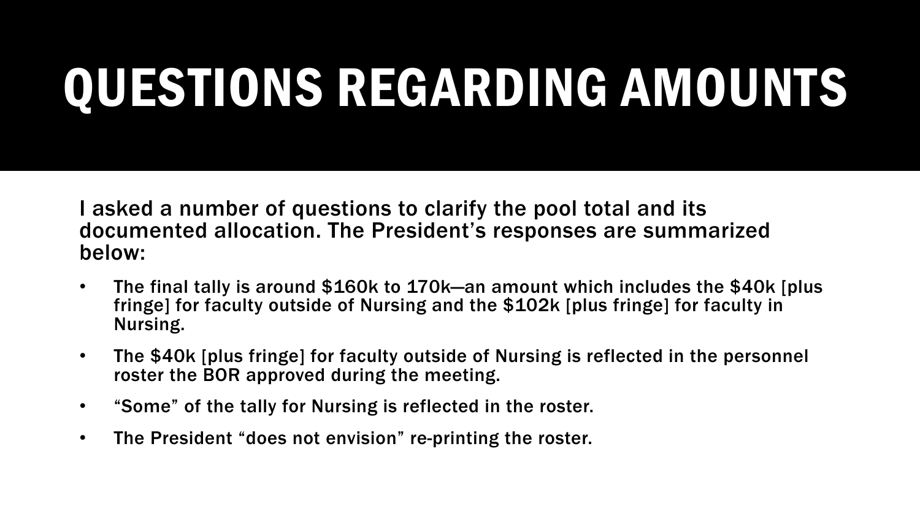# QUESTIONS REGARDING AMOUNTS

I asked a number of questions to clarify the pool total and its documented allocation. The President's responses are summarized below:

- The final tally is around $160k to 170k—an amount which includes the $40k [plus fringe] for faculty outside of Nursing and the $102k [plus fringe] for faculty in Nursing.
- The $40k [plus fringe] for faculty outside of Nursing is reflected in the personnel roster the BOR approved during the meeting.
- "Some" of the tally for Nursing is reflected in the roster.
- The President "does not envision" re-printing the roster.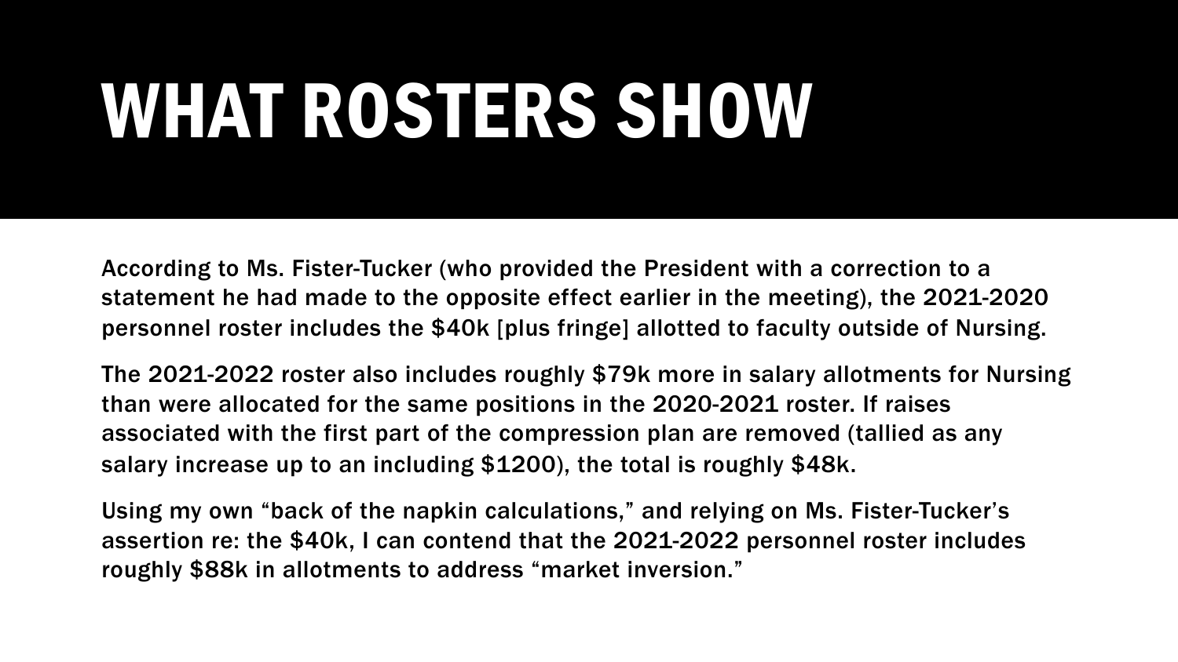# WHAT ROSTERS SHOW

According to Ms. Fister-Tucker (who provided the President with a correction to a statement he had made to the opposite effect earlier in the meeting), the 2021-2020 personnel roster includes the $40k [plus fringe] allotted to faculty outside of Nursing.

The 2021-2022 roster also includes roughly $79k more in salary allotments for Nursing than were allocated for the same positions in the 2020-2021 roster. If raises associated with the first part of the compression plan are removed (tallied as any salary increase up to an including $1200), the total is roughly $48k.

Using my own “back of the napkin calculations,” and relying on Ms. Fister-Tucker’s assertion re: the $40k, I can contend that the 2021-2022 personnel roster includes roughly $88k in allotments to address “market inversion.”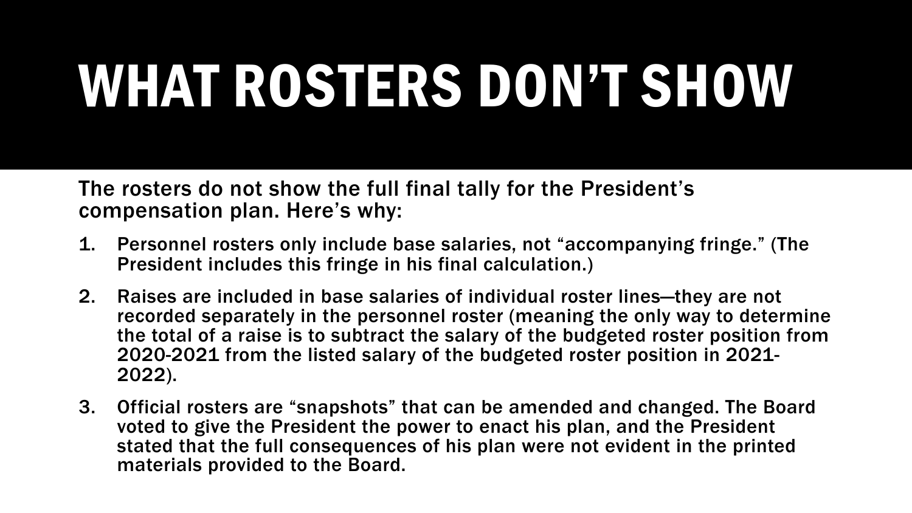# WHAT ROSTERS DON'T SHOW

The rosters do not show the full final tally for the President's compensation plan. Here's why:

1. Personnel rosters only include base salaries, not "accompanying fringe." (The President includes this fringe in his final calculation.)
2. Raises are included in base salaries of individual roster lines—they are not recorded separately in the personnel roster (meaning the only way to determine the total of a raise is to subtract the salary of the budgeted roster position from 2020-2021 from the listed salary of the budgeted roster position in 2021-2022).
3. Official rosters are "snapshots" that can be amended and changed. The Board voted to give the President the power to enact his plan, and the President stated that the full consequences of his plan were not evident in the printed materials provided to the Board.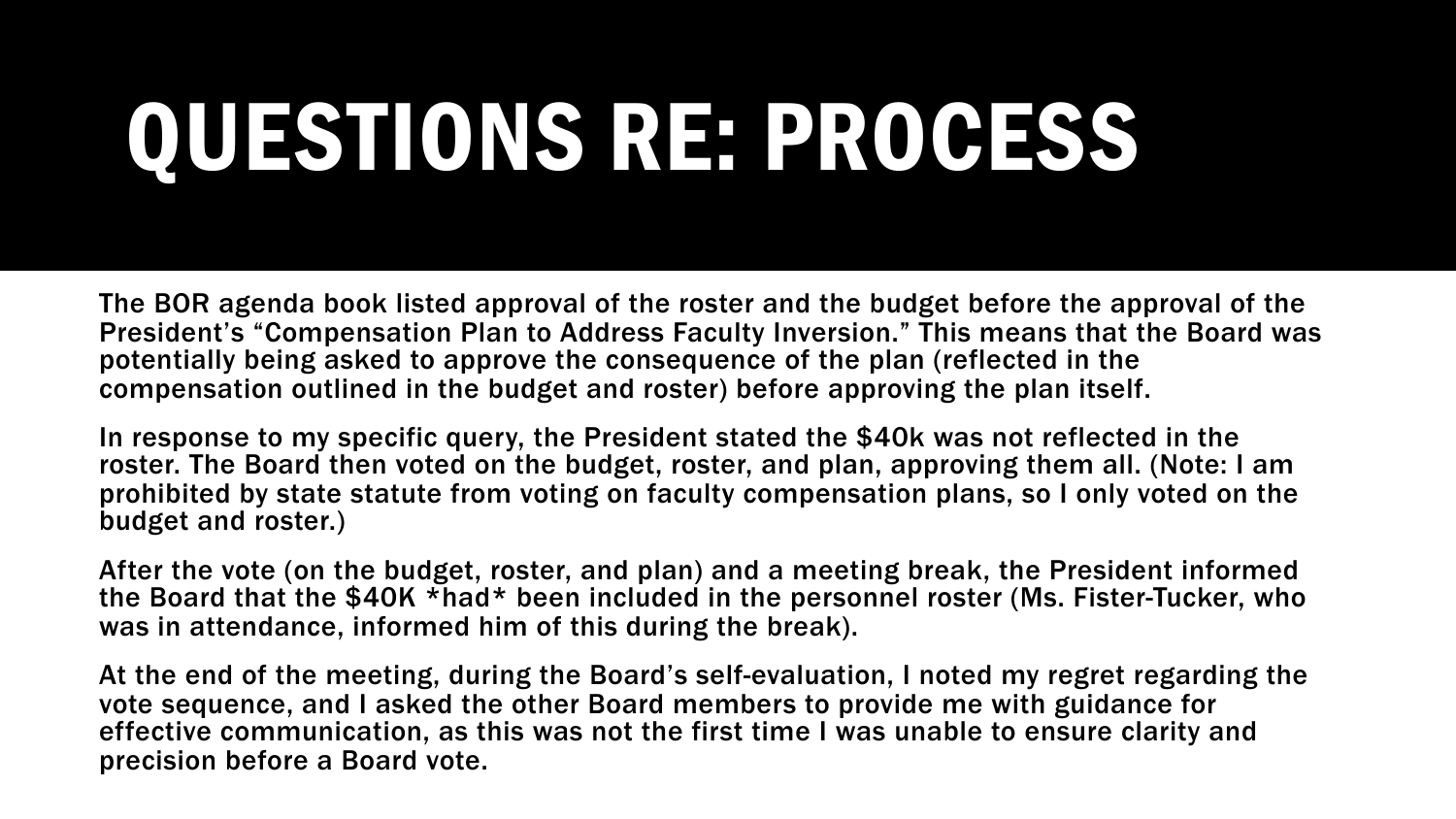# QUESTIONS RE: PROCESS

The BOR agenda book listed approval of the roster and the budget before the approval of the President's "Compensation Plan to Address Faculty Inversion." This means that the Board was potentially being asked to approve the consequence of the plan (reflected in the compensation outlined in the budget and roster) before approving the plan itself.

In response to my specific query, the President stated the $40k was not reflected in the roster. The Board then voted on the budget, roster, and plan, approving them all. (Note: I am prohibited by state statute from voting on faculty compensation plans, so I only voted on the budget and roster.)

After the vote (on the budget, roster, and plan) and a meeting break, the President informed the Board that the $40K *had* been included in the personnel roster (Ms. Fister-Tucker, who was in attendance, informed him of this during the break).

At the end of the meeting, during the Board's self-evaluation, I noted my regret regarding the vote sequence, and I asked the other Board members to provide me with guidance for effective communication, as this was not the first time I was unable to ensure clarity and precision before a Board vote.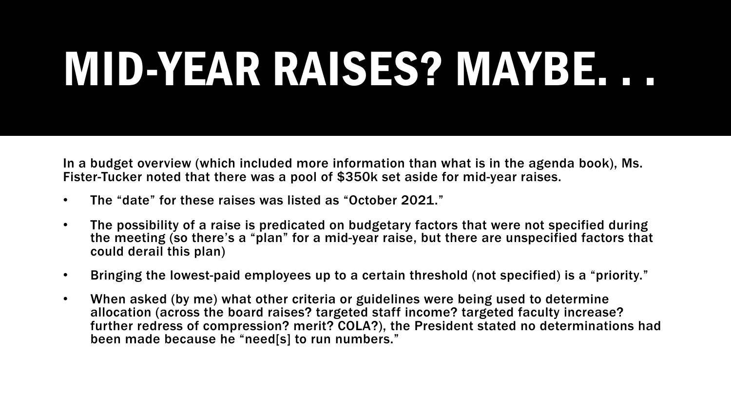# MID-YEAR RAISES? MAYBE. . .

In a budget overview (which included more information than what is in the agenda book), Ms. Fister-Tucker noted that there was a pool of $350k set aside for mid-year raises.

- The "date" for these raises was listed as "October 2021."
- The possibility of a raise is predicated on budgetary factors that were not specified during the meeting (so there's a "plan" for a mid-year raise, but there are unspecified factors that could derail this plan)
- Bringing the lowest-paid employees up to a certain threshold (not specified) is a "priority."
- When asked (by me) what other criteria or guidelines were being used to determine allocation (across the board raises? targeted staff income? targeted faculty increase? further redress of compression? merit? COLA?), the President stated no determinations had been made because he "need[s] to run numbers."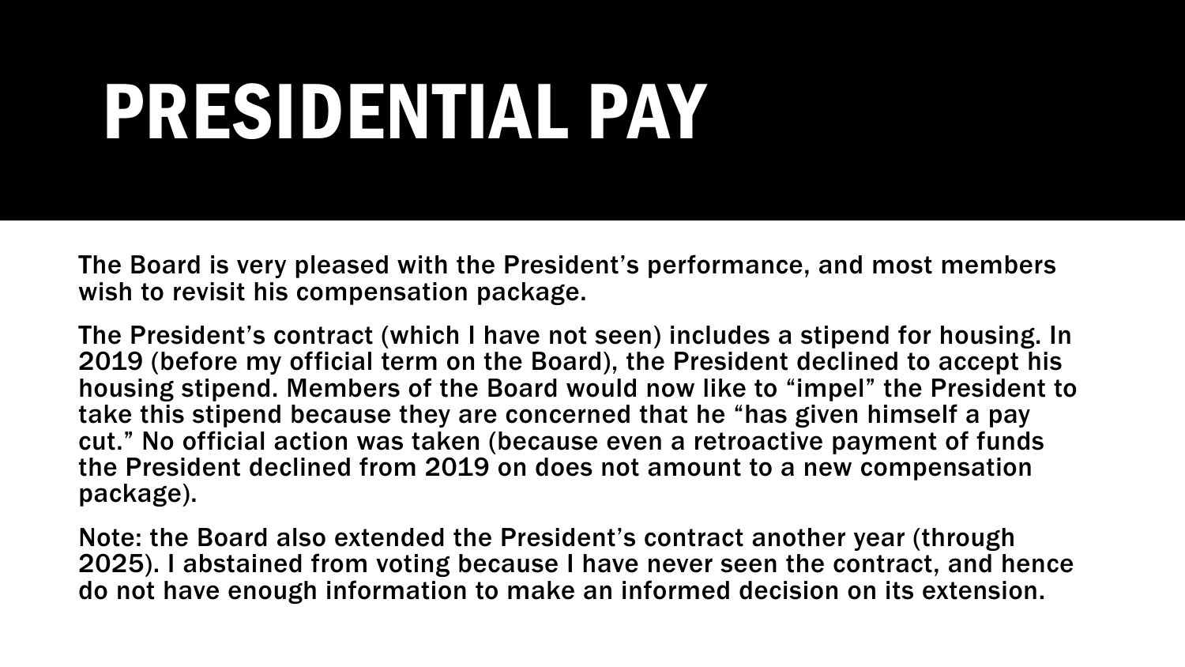# PRESIDENTIAL PAY

The Board is very pleased with the President's performance, and most members wish to revisit his compensation package.

The President's contract (which I have not seen) includes a stipend for housing. In 2019 (before my official term on the Board), the President declined to accept his housing stipend. Members of the Board would now like to "impel" the President to take this stipend because they are concerned that he "has given himself a pay cut." No official action was taken (because even a retroactive payment of funds the President declined from 2019 on does not amount to a new compensation package).

Note: the Board also extended the President's contract another year (through 2025). I abstained from voting because I have never seen the contract, and hence do not have enough information to make an informed decision on its extension.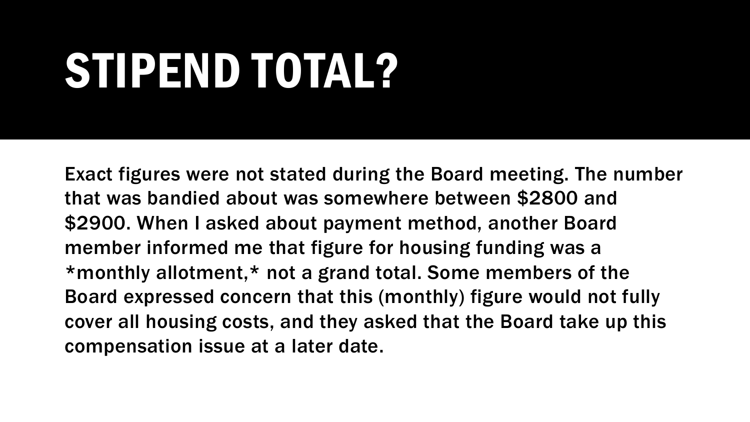# STIPEND TOTAL?

Exact figures were not stated during the Board meeting. The number that was bandied about was somewhere between $2800 and $2900. When I asked about payment method, another Board member informed me that figure for housing funding was a *monthly allotment,* not a grand total. Some members of the Board expressed concern that this (monthly) figure would not fully cover all housing costs, and they asked that the Board take up this compensation issue at a later date.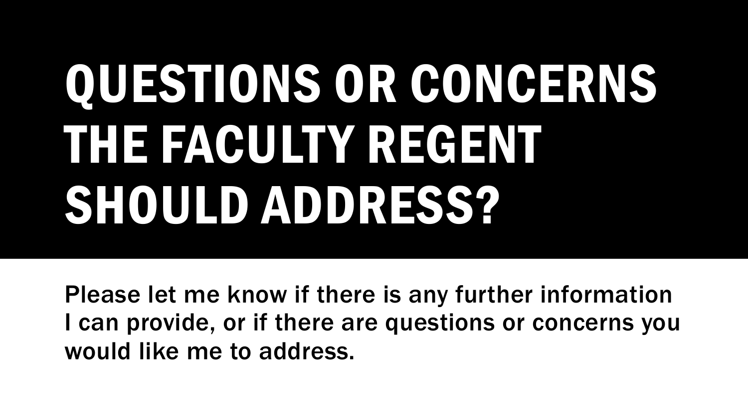# QUESTIONS OR CONCERNS THE FACULTY REGENT SHOULD ADDRESS?

**Please let me know if there is any further information I can provide, or if there are questions or concerns you would like me to address.**